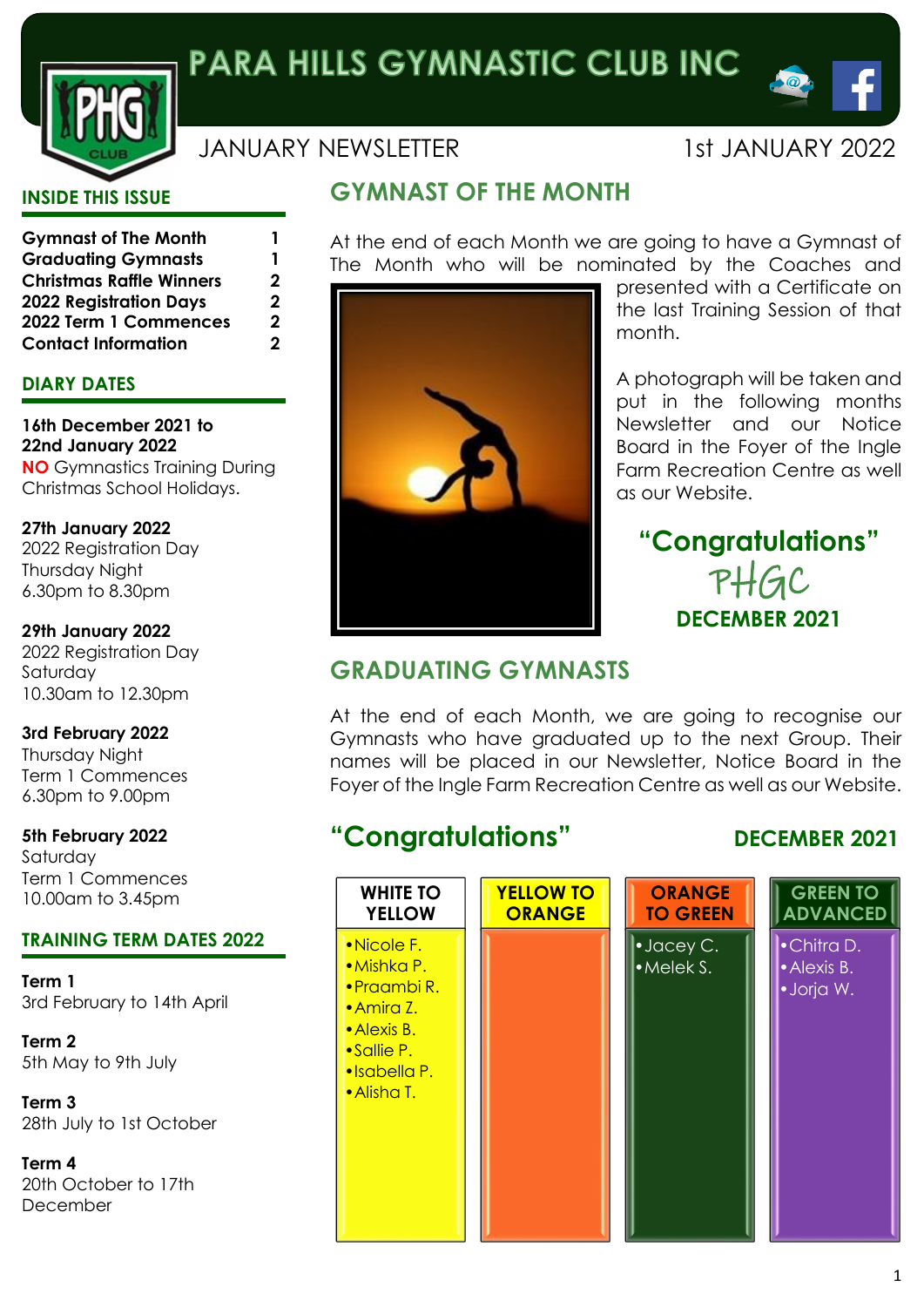# PARA HILLS GYMNASTIC CLUB INC

JANUARY NEWSLETTER — 1st JANUARY 2022

## INSIDE THIS ISSUE

| | |
|---|---|
| **Gymnast of The Month** | **1** |
| **Graduating Gymnasts** | **1** |
| **Christmas Raffle Winners** | **2** |
| **2022 Registration Days** | **2** |
| **2022 Term 1 Commences** | **2** |
| **Contact Information** | **2** |

## DIARY DATES

**16th December 2021 to 22nd January 2022**
**NO** Gymnastics Training During Christmas School Holidays.

**27th January 2022**
2022 Registration Day
Thursday Night
6.30pm to 8.30pm

**29th January 2022**
2022 Registration Day
Saturday
10.30am to 12.30pm

**3rd February 2022**
Thursday Night
Term 1 Commences
6.30pm to 9.00pm

**5th February 2022**
Saturday
Term 1 Commences
10.00am to 3.45pm

## TRAINING TERM DATES 2022

**Term 1**
3rd February to 14th April

**Term 2**
5th May to 9th July

**Term 3**
28th July to 1st October

**Term 4**
20th October to 17th December

## GYMNAST OF THE MONTH

At the end of each Month we are going to have a Gymnast of The Month who will be nominated by the Coaches and presented with a Certificate on the last Training Session of that month.

A photograph will be taken and put in the following months Newsletter and our Notice Board in the Foyer of the Ingle Farm Recreation Centre as well as our Website.

**"Congratulations"**
PHGC
**DECEMBER 2021**

## GRADUATING GYMNASTS

At the end of each Month, we are going to recognise our Gymnasts who have graduated up to the next Group. Their names will be placed in our Newsletter, Notice Board in the Foyer of the Ingle Farm Recreation Centre as well as our Website.

**"Congratulations"** — **DECEMBER 2021**

| WHITE TO YELLOW | YELLOW TO ORANGE | ORANGE TO GREEN | GREEN TO ADVANCED |
|---|---|---|---|
| • Nicole F. | | • Jacey C. | • Chitra D. |
| • Mishka P. | | • Melek S. | • Alexis B. |
| • Praambi R. | | | • Jorja W. |
| • Amira Z. | | | |
| • Alexis B. | | | |
| • Sallie P. | | | |
| • Isabella P. | | | |
| • Alisha T. | | | |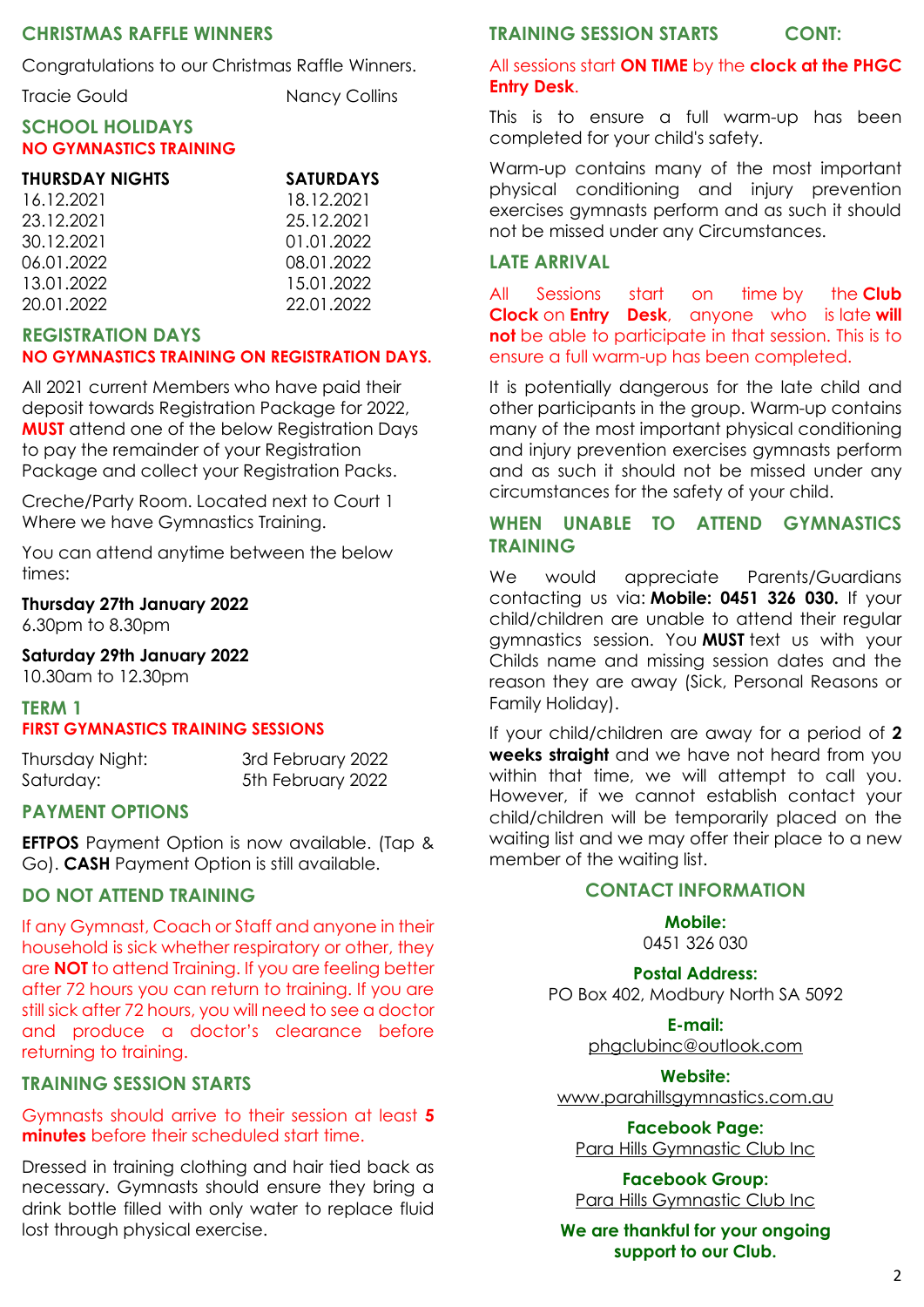## CHRISTMAS RAFFLE WINNERS

Congratulations to our Christmas Raffle Winners.

Tracie Gould  Nancy Collins

## SCHOOL HOLIDAYS

**NO GYMNASTICS TRAINING**

| THURSDAY NIGHTS | SATURDAYS |
|---|---|
| 16.12.2021 | 18.12.2021 |
| 23.12.2021 | 25.12.2021 |
| 30.12.2021 | 01.01.2022 |
| 06.01.2022 | 08.01.2022 |
| 13.01.2022 | 15.01.2022 |
| 20.01.2022 | 22.01.2022 |

## REGISTRATION DAYS

**NO GYMNASTICS TRAINING ON REGISTRATION DAYS.**

All 2021 current Members who have paid their deposit towards Registration Package for 2022, **MUST** attend one of the below Registration Days to pay the remainder of your Registration Package and collect your Registration Packs.

Creche/Party Room. Located next to Court 1 Where we have Gymnastics Training.

You can attend anytime between the below times:

**Thursday 27th January 2022**
6.30pm to 8.30pm

**Saturday 29th January 2022**
10.30am to 12.30pm

## TERM 1

**FIRST GYMNASTICS TRAINING SESSIONS**

| | |
|---|---|
| Thursday Night: | 3rd February 2022 |
| Saturday: | 5th February 2022 |

## PAYMENT OPTIONS

**EFTPOS** Payment Option is now available. (Tap & Go). **CASH** Payment Option is still available.

## DO NOT ATTEND TRAINING

If any Gymnast, Coach or Staff and anyone in their household is sick whether respiratory or other, they are **NOT** to attend Training. If you are feeling better after 72 hours you can return to training. If you are still sick after 72 hours, you will need to see a doctor and produce a doctor's clearance before returning to training.

## TRAINING SESSION STARTS

Gymnasts should arrive to their session at least **5 minutes** before their scheduled start time.

Dressed in training clothing and hair tied back as necessary. Gymnasts should ensure they bring a drink bottle filled with only water to replace fluid lost through physical exercise.

## TRAINING SESSION STARTS CONT:

All sessions start **ON TIME** by the **clock at the PHGC Entry Desk**.

This is to ensure a full warm-up has been completed for your child's safety.

Warm-up contains many of the most important physical conditioning and injury prevention exercises gymnasts perform and as such it should not be missed under any Circumstances.

## LATE ARRIVAL

All Sessions start on time by the **Club Clock** on **Entry Desk**, anyone who is late **will not** be able to participate in that session. This is to ensure a full warm-up has been completed.

It is potentially dangerous for the late child and other participants in the group. Warm-up contains many of the most important physical conditioning and injury prevention exercises gymnasts perform and as such it should not be missed under any circumstances for the safety of your child.

## WHEN UNABLE TO ATTEND GYMNASTICS TRAINING

We would appreciate Parents/Guardians contacting us via: **Mobile: 0451 326 030.** If your child/children are unable to attend their regular gymnastics session. You **MUST** text us with your Childs name and missing session dates and the reason they are away (Sick, Personal Reasons or Family Holiday).

If your child/children are away for a period of **2 weeks straight** and we have not heard from you within that time, we will attempt to call you. However, if we cannot establish contact your child/children will be temporarily placed on the waiting list and we may offer their place to a new member of the waiting list.

## CONTACT INFORMATION

**Mobile:**
0451 326 030

**Postal Address:**
PO Box 402, Modbury North SA 5092

**E-mail:**
phgclubinc@outlook.com

**Website:**
www.parahillsgymnastics.com.au

**Facebook Page:**
Para Hills Gymnastic Club Inc

**Facebook Group:**
Para Hills Gymnastic Club Inc

**We are thankful for your ongoing support to our Club.**